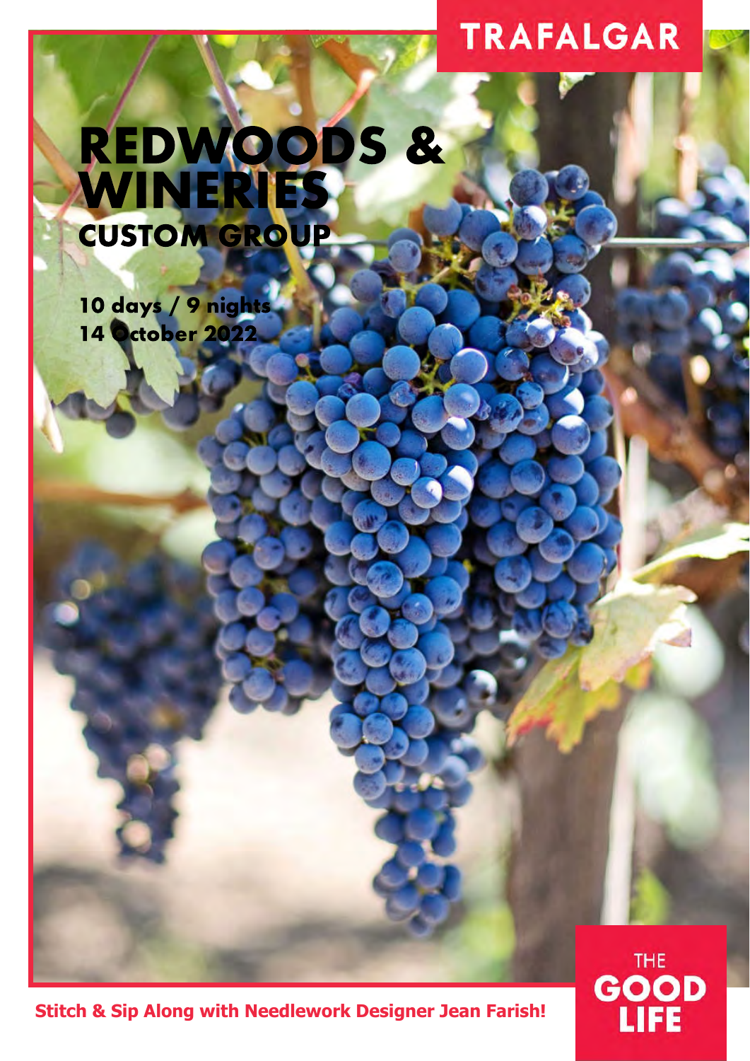TRAFALGAR

# REDWOODS & WINERIES

## CUSTOM GROUP

**10 days / 9 nights**
**14 October 2022**

**Stitch & Sip Along with Needlework Designer Jean Farish!**

THE GOOD LIFE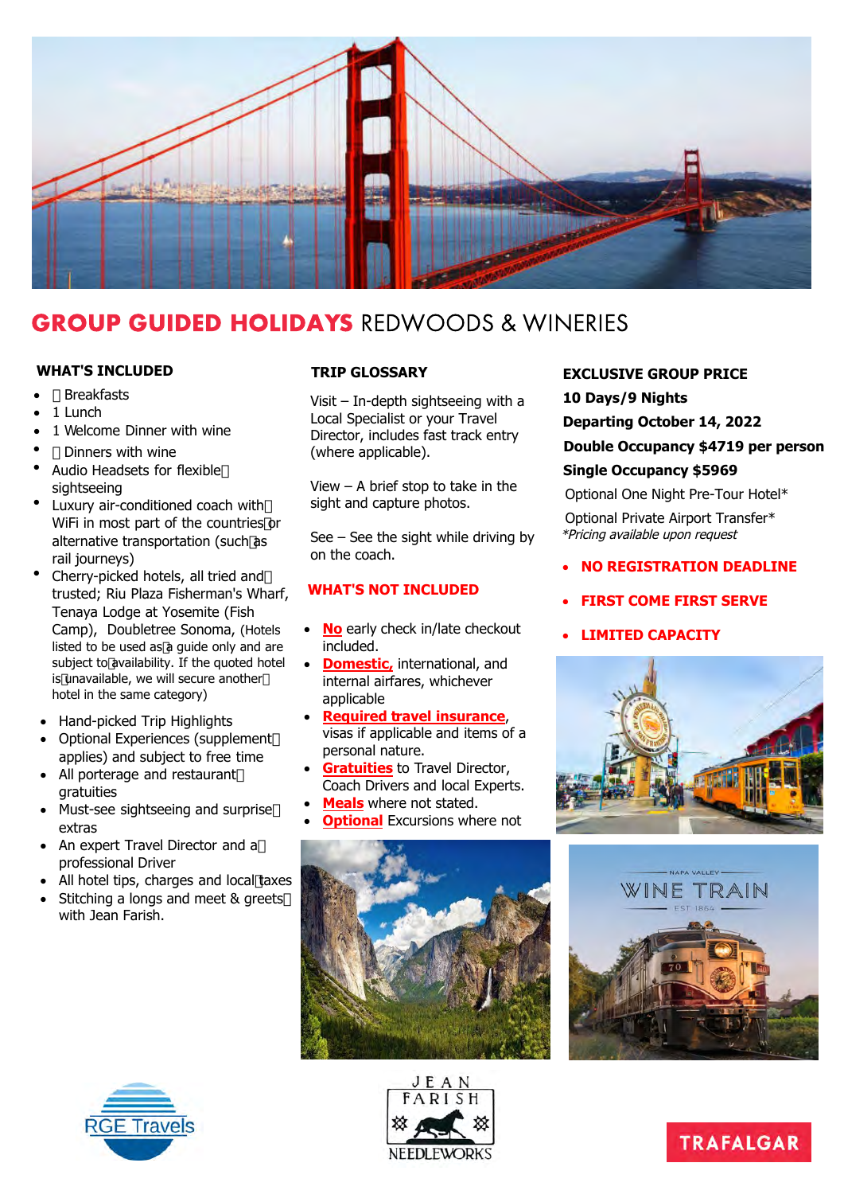# GROUP GUIDED HOLIDAYS REDWOODS & WINERIES

## WHAT'S INCLUDED

- Breakfasts
- 1 Lunch
- 1 Welcome Dinner with wine
- Dinners with wine
- Audio Headsets for flexible sightseeing
- Luxury air-conditioned coach with WiFi in most part of the countries or alternative transportation (such as rail journeys)
- Cherry-picked hotels, all tried and trusted; Riu Plaza Fisherman's Wharf, Tenaya Lodge at Yosemite (Fish Camp), Doubletree Sonoma, (Hotels listed to be used as a guide only and are subject to availability. If the quoted hotel is unavailable, we will secure another hotel in the same category)
- Hand-picked Trip Highlights
- Optional Experiences (supplement applies) and subject to free time
- All porterage and restaurant gratuities
- Must-see sightseeing and surprise extras
- An expert Travel Director and a professional Driver
- All hotel tips, charges and local taxes
- Stitching a longs and meet & greets with Jean Farish.

## TRIP GLOSSARY

Visit – In-depth sightseeing with a Local Specialist or your Travel Director, includes fast track entry (where applicable).

View – A brief stop to take in the sight and capture photos.

See – See the sight while driving by on the coach.

## WHAT'S NOT INCLUDED

- **No** early check in/late checkout included.
- **Domestic,** international, and internal airfares, whichever applicable
- **Required travel insurance**, visas if applicable and items of a personal nature.
- **Gratuities** to Travel Director, Coach Drivers and local Experts.
- **Meals** where not stated.
- **Optional** Excursions where not

## EXCLUSIVE GROUP PRICE

**10 Days/9 Nights**

**Departing October 14, 2022**

**Double Occupancy $4719 per person**

**Single Occupancy $5969**

Optional One Night Pre-Tour Hotel*

Optional Private Airport Transfer*

*\*Pricing available upon request*

- **NO REGISTRATION DEADLINE**
- **FIRST COME FIRST SERVE**
- **LIMITED CAPACITY**

RGE Travels

JEAN FARISH NEEDLEWORKS

TRAFALGAR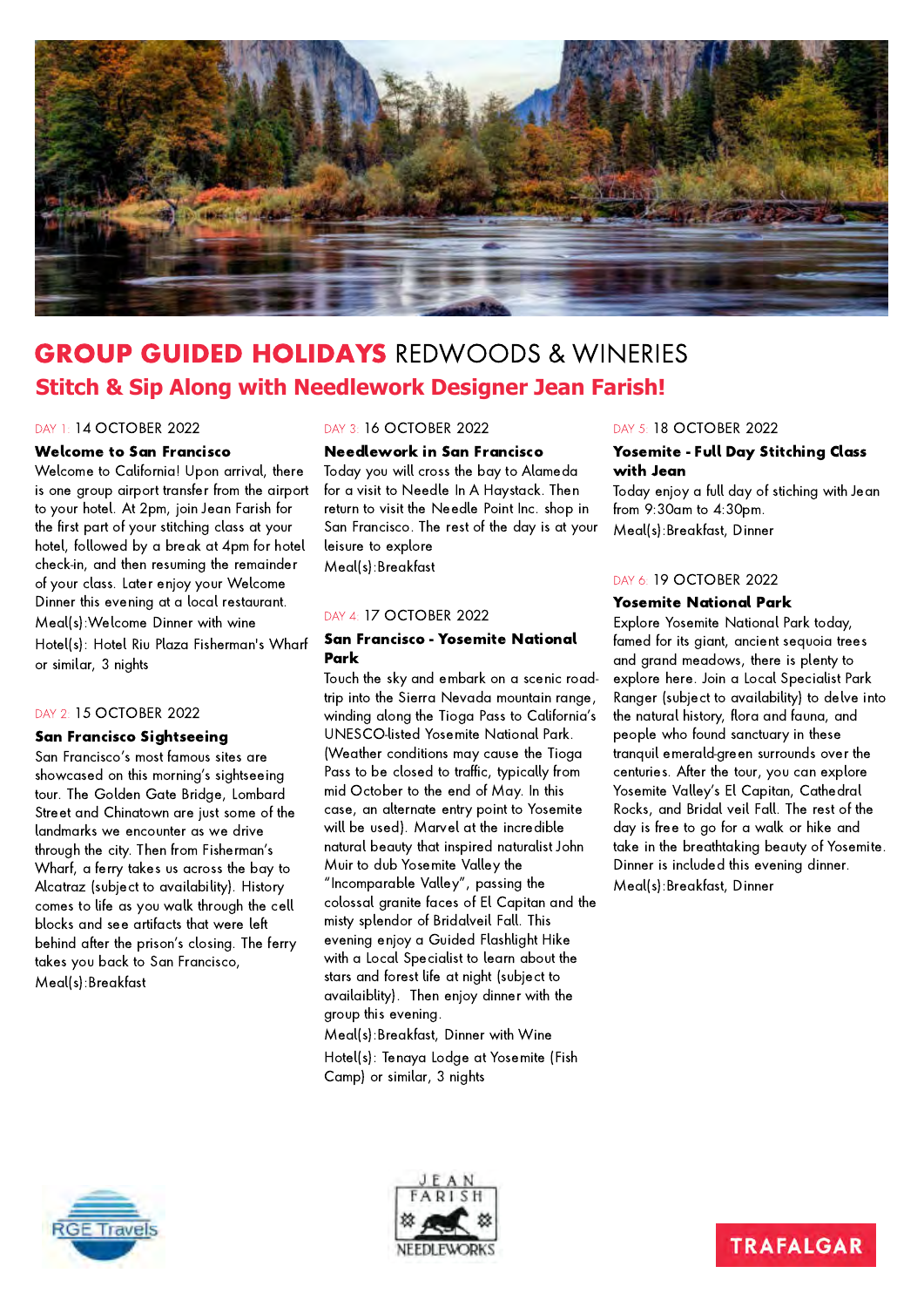# GROUP GUIDED HOLIDAYS REDWOODS & WINERIES

## Stitch & Sip Along with Needlework Designer Jean Farish!

DAY 1: 14 OCTOBER 2022

### Welcome to San Francisco

Welcome to California! Upon arrival, there is one group airport transfer from the airport to your hotel. At 2pm, join Jean Farish for the first part of your stitching class at your hotel, followed by a break at 4pm for hotel check-in, and then resuming the remainder of your class. Later enjoy your Welcome Dinner this evening at a local restaurant.

Meal(s):Welcome Dinner with wine

Hotel(s): Hotel Riu Plaza Fisherman's Wharf or similar, 3 nights

DAY 2: 15 OCTOBER 2022

### San Francisco Sightseeing

San Francisco's most famous sites are showcased on this morning's sightseeing tour. The Golden Gate Bridge, Lombard Street and Chinatown are just some of the landmarks we encounter as we drive through the city. Then from Fisherman's Wharf, a ferry takes us across the bay to Alcatraz (subject to availability). History comes to life as you walk through the cell blocks and see artifacts that were left behind after the prison's closing. The ferry takes you back to San Francisco,

Meal(s):Breakfast

DAY 3: 16 OCTOBER 2022

### Needlework in San Francisco

Today you will cross the bay to Alameda for a visit to Needle In A Haystack. Then return to visit the Needle Point Inc. shop in San Francisco. The rest of the day is at your leisure to explore

Meal(s):Breakfast

DAY 4: 17 OCTOBER 2022

### San Francisco - Yosemite National Park

Touch the sky and embark on a scenic road-trip into the Sierra Nevada mountain range, winding along the Tioga Pass to California's UNESCO-listed Yosemite National Park. (Weather conditions may cause the Tioga Pass to be closed to traffic, typically from mid October to the end of May. In this case, an alternate entry point to Yosemite will be used). Marvel at the incredible natural beauty that inspired naturalist John Muir to dub Yosemite Valley the "Incomparable Valley", passing the colossal granite faces of El Capitan and the misty splendor of Bridalveil Fall. This evening enjoy a Guided Flashlight Hike with a Local Specialist to learn about the stars and forest life at night (subject to availaiblity). Then enjoy dinner with the group this evening.

Meal(s):Breakfast, Dinner with Wine

Hotel(s): Tenaya Lodge at Yosemite (Fish Camp) or similar, 3 nights

DAY 5: 18 OCTOBER 2022

### Yosemite - Full Day Stitching Class with Jean

Today enjoy a full day of stiching with Jean from 9:30am to 4:30pm.

Meal(s):Breakfast, Dinner

DAY 6: 19 OCTOBER 2022

### Yosemite National Park

Explore Yosemite National Park today, famed for its giant, ancient sequoia trees and grand meadows, there is plenty to explore here. Join a Local Specialist Park Ranger (subject to availability) to delve into the natural history, flora and fauna, and people who found sanctuary in these tranquil emerald-green surrounds over the centuries. After the tour, you can explore Yosemite Valley's El Capitan, Cathedral Rocks, and Bridal veil Fall. The rest of the day is free to go for a walk or hike and take in the breathtaking beauty of Yosemite. Dinner is included this evening dinner.

Meal(s):Breakfast, Dinner

RGE Travels | JEAN FARISH NEEDLEWORKS | TRAFALGAR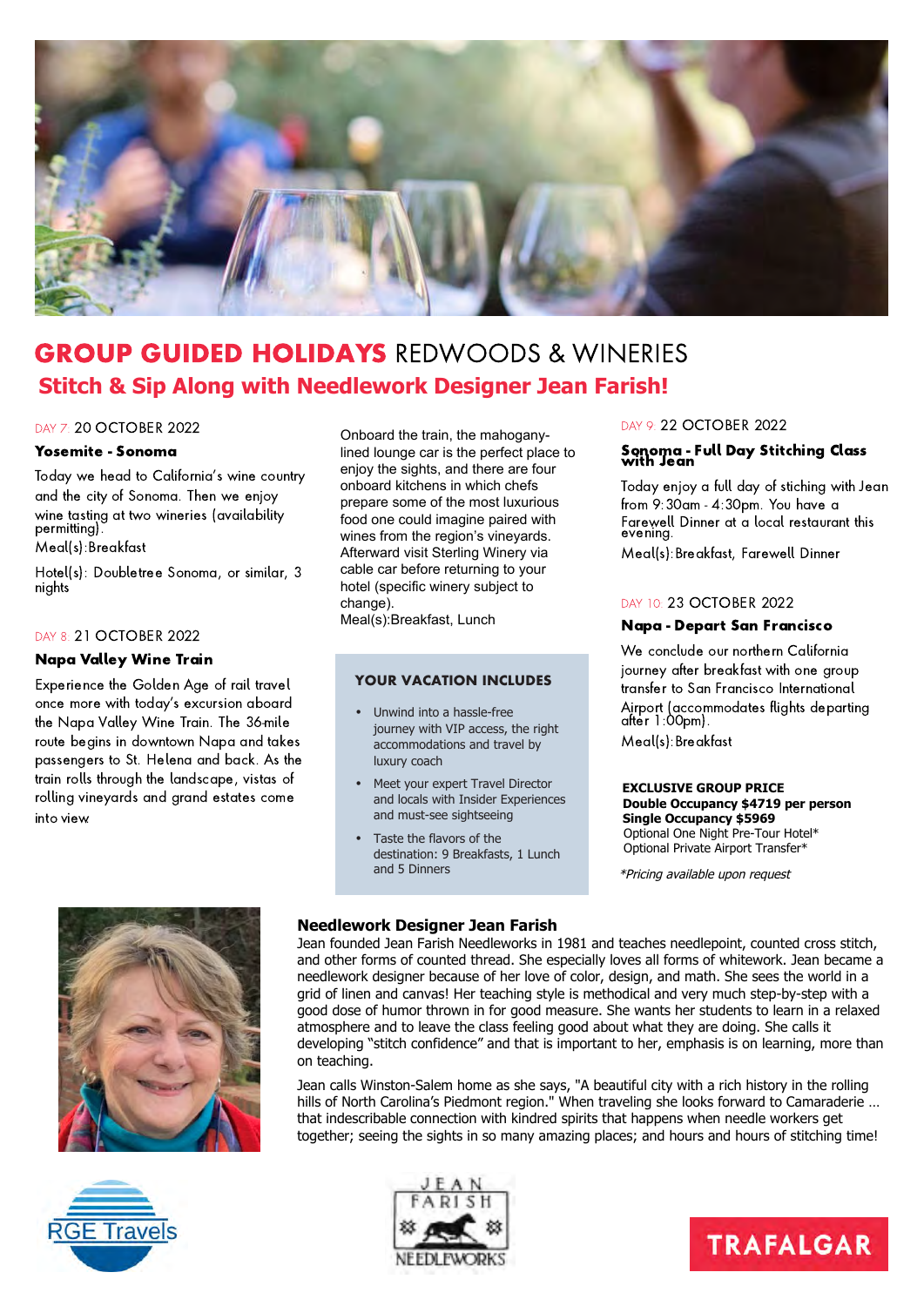# GROUP GUIDED HOLIDAYS REDWOODS & WINERIES

## Stitch & Sip Along with Needlework Designer Jean Farish!

DAY 7: 20 OCTOBER 2022

**Yosemite - Sonoma**

Today we head to California's wine country and the city of Sonoma. Then we enjoy wine tasting at two wineries (availability permitting).

Meal(s):Breakfast

Hotel(s): Doubletree Sonoma, or similar, 3 nights

DAY 8: 21 OCTOBER 2022

**Napa Valley Wine Train**

Experience the Golden Age of rail travel once more with today's excursion aboard the Napa Valley Wine Train. The 36-mile route begins in downtown Napa and takes passengers to St. Helena and back. As the train rolls through the landscape, vistas of rolling vineyards and grand estates come into view.

Onboard the train, the mahogany-lined lounge car is the perfect place to enjoy the sights, and there are four onboard kitchens in which chefs prepare some of the most luxurious food one could imagine paired with wines from the region's vineyards. Afterward visit Sterling Winery via cable car before returning to your hotel (specific winery subject to change).

Meal(s):Breakfast, Lunch

**YOUR VACATION INCLUDES**

- Unwind into a hassle-free journey with VIP access, the right accommodations and travel by luxury coach
- Meet your expert Travel Director and locals with Insider Experiences and must-see sightseeing
- Taste the flavors of the destination: 9 Breakfasts, 1 Lunch and 5 Dinners

DAY 9: 22 OCTOBER 2022

**Sonoma - Full Day Stitching Class with Jean**

Today enjoy a full day of stiching with Jean from 9:30am - 4:30pm. You have a Farewell Dinner at a local restaurant this evening.

Meal(s): Breakfast, Farewell Dinner

DAY 10: 23 OCTOBER 2022

**Napa - Depart San Francisco**

We conclude our northern California journey after breakfast with one group transfer to San Francisco International Airport (accommodates flights departing after 1:00pm).

Meal(s): Breakfast

**EXCLUSIVE GROUP PRICE**
**Double Occupancy $4719 per person**
**Single Occupancy $5969**
Optional One Night Pre-Tour Hotel*
Optional Private Airport Transfer*

*\*Pricing available upon request*

### Needlework Designer Jean Farish

Jean founded Jean Farish Needleworks in 1981 and teaches needlepoint, counted cross stitch, and other forms of counted thread. She especially loves all forms of whitework. Jean became a needlework designer because of her love of color, design, and math. She sees the world in a grid of linen and canvas! Her teaching style is methodical and very much step-by-step with a good dose of humor thrown in for good measure. She wants her students to learn in a relaxed atmosphere and to leave the class feeling good about what they are doing. She calls it developing "stitch confidence" and that is important to her, emphasis is on learning, more than on teaching.

Jean calls Winston-Salem home as she says, "A beautiful city with a rich history in the rolling hills of North Carolina's Piedmont region." When traveling she looks forward to Camaraderie … that indescribable connection with kindred spirits that happens when needle workers get together; seeing the sights in so many amazing places; and hours and hours of stitching time!

RGE Travels

JEAN FARISH NEEDLEWORKS

TRAFALGAR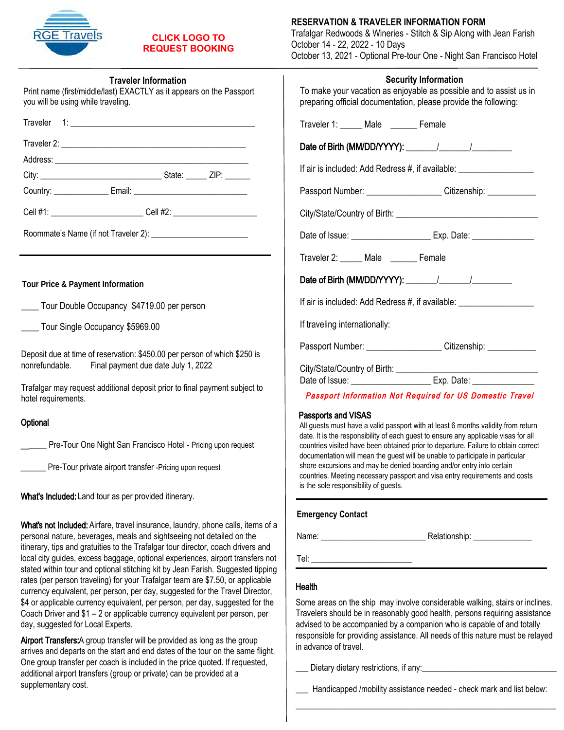RGE Travels

**CLICK LOGO TO REQUEST BOOKING**

# RESERVATION & TRAVELER INFORMATION FORM

Trafalgar Redwoods & Wineries - Stitch & Sip Along with Jean Farish
October 14 - 22, 2022 - 10 Days
October 13, 2021 - Optional Pre-tour One - Night San Francisco Hotel

## Traveler Information

Print name (first/middle/last) EXACTLY as it appears on the Passport you will be using while traveling.

Traveler 1: ___________________________________________

Traveler 2: ___________________________________________

Address: ___________________________________________

City: ____________________________ State: _____ ZIP: ______

Country: _____________ Email: ___________________________

Cell #1: _____________________ Cell #2: ___________________

Roommate's Name (if not Traveler 2): ______________________

## Tour Price & Payment Information

____ Tour Double Occupancy $4719.00 per person

____ Tour Single Occupancy $5969.00

Deposit due at time of reservation: $450.00 per person of which $250 is nonrefundable. Final payment due date July 1, 2022

Trafalgar may request additional deposit prior to final payment subject to hotel requirements.

### Optional

______ Pre-Tour One Night San Francisco Hotel - Pricing upon request

______ Pre-Tour private airport transfer -Pricing upon request

**What's Included:** Land tour as per provided itinerary.

**What's not Included:** Airfare, travel insurance, laundry, phone calls, items of a personal nature, beverages, meals and sightseeing not detailed on the itinerary, tips and gratuities to the Trafalgar tour director, coach drivers and local city guides, excess baggage, optional experiences, airport transfers not stated within tour and optional stitching kit by Jean Farish. Suggested tipping rates (per person traveling) for your Trafalgar team are $7.50, or applicable currency equivalent, per person, per day, suggested for the Travel Director, $4 or applicable currency equivalent, per person, per day, suggested for the Coach Driver and $1 – 2 or applicable currency equivalent per person, per day, suggested for Local Experts.

**Airport Transfers:** A group transfer will be provided as long as the group arrives and departs on the start and end dates of the tour on the same flight. One group transfer per coach is included in the price quoted. If requested, additional airport transfers (group or private) can be provided at a supplementary cost.

## Security Information

To make your vacation as enjoyable as possible and to assist us in preparing official documentation, please provide the following:

Traveler 1: _____ Male ______ Female

**Date of Birth (MM/DD/YYYY):** _______/_______/_________

If air is included: Add Redress #, if available: ________________

Passport Number: ________________ Citizenship: ___________

City/State/Country of Birth: ________________________________

Date of Issue: _________________ Exp. Date: ______________

Traveler 2: _____ Male ______ Female

**Date of Birth (MM/DD/YYYY):** _______/_______/_________

If air is included: Add Redress #, if available: ________________

If traveling internationally:

Passport Number: ________________ Citizenship: ___________

City/State/Country of Birth: ________________________________

Date of Issue: _________________ Exp. Date: ______________

***Passport Information Not Required for US Domestic Travel***

### Passports and VISAS

All guests must have a valid passport with at least 6 months validity from return date. It is the responsibility of each guest to ensure any applicable visas for all countries visited have been obtained prior to departure. Failure to obtain correct documentation will mean the guest will be unable to participate in particular shore excursions and may be denied boarding and/or entry into certain countries. Meeting necessary passport and visa entry requirements and costs is the sole responsibility of guests.

### Emergency Contact

Name: ________________________ Relationship: ______________

Tel: ________________________

### Health

Some areas on the ship may involve considerable walking, stairs or inclines. Travelers should be in reasonably good health, persons requiring assistance advised to be accompanied by a companion who is capable of and totally responsible for providing assistance. All needs of this nature must be relayed in advance of travel.

___ Dietary dietary restrictions, if any:_______________________________

___ Handicapped /mobility assistance needed - check mark and list below:

_____________________________________________________________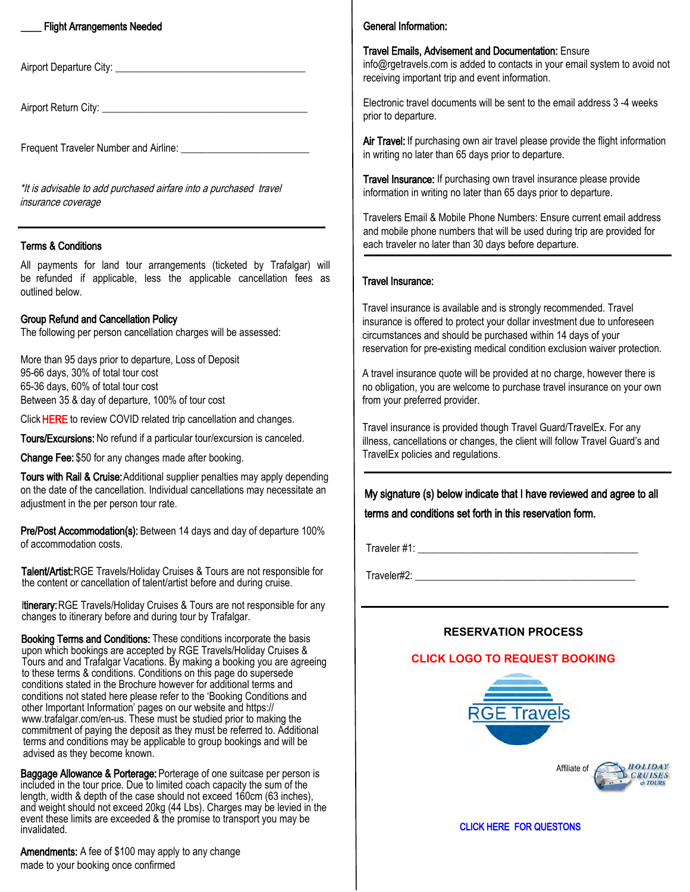____ **Flight Arrangements Needed**

Airport Departure City: ____________________________________

Airport Return City: ________________________________________

Frequent Traveler Number and Airline: ________________________

*\*It is advisable to add purchased airfare into a purchased travel insurance coverage*

---

**Terms & Conditions**

All payments for land tour arrangements (ticketed by Trafalgar) will be refunded if applicable, less the applicable cancellation fees as outlined below.

**Group Refund and Cancellation Policy**

The following per person cancellation charges will be assessed:

More than 95 days prior to departure, Loss of Deposit
95-66 days, 30% of total tour cost
65-36 days, 60% of total tour cost
Between 35 & day of departure, 100% of tour cost

Click HERE to review COVID related trip cancellation and changes.

**Tours/Excursions:** No refund if a particular tour/excursion is canceled.

**Change Fee:** $50 for any changes made after booking.

**Tours with Rail & Cruise:** Additional supplier penalties may apply depending on the date of the cancellation. Individual cancellations may necessitate an adjustment in the per person tour rate.

**Pre/Post Accommodation(s):** Between 14 days and day of departure 100% of accommodation costs.

**Talent/Artist:** RGE Travels/Holiday Cruises & Tours are not responsible for the content or cancellation of talent/artist before and during cruise.

**Itinerary:** RGE Travels/Holiday Cruises & Tours are not responsible for any changes to itinerary before and during tour by Trafalgar.

**Booking Terms and Conditions:** These conditions incorporate the basis upon which bookings are accepted by RGE Travels/Holiday Cruises & Tours and and Trafalgar Vacations. By making a booking you are agreeing to these terms & conditions. Conditions on this page do supersede conditions stated in the Brochure however for additional terms and conditions not stated here please refer to the 'Booking Conditions and other Important Information' pages on our website and https://www.trafalgar.com/en-us. These must be studied prior to making the commitment of paying the deposit as they must be referred to. Additional terms and conditions may be applicable to group bookings and will be advised as they become known.

**Baggage Allowance & Porterage:** Porterage of one suitcase per person is included in the tour price. Due to limited coach capacity the sum of the length, width & depth of the case should not exceed 160cm (63 inches), and weight should not exceed 20kg (44 Lbs). Charges may be levied in the event these limits are exceeded & the promise to transport you may be invalidated.

**Amendments:** A fee of $100 may apply to any change made to your booking once confirmed

**General Information:**

**Travel Emails, Advisement and Documentation:** Ensure info@rgetravels.com is added to contacts in your email system to avoid not receiving important trip and event information.

Electronic travel documents will be sent to the email address 3 -4 weeks prior to departure.

**Air Travel:** If purchasing own air travel please provide the flight information in writing no later than 65 days prior to departure.

**Travel Insurance:** If purchasing own travel insurance please provide information in writing no later than 65 days prior to departure.

Travelers Email & Mobile Phone Numbers: Ensure current email address and mobile phone numbers that will be used during trip are provided for each traveler no later than 30 days before departure.

---

**Travel Insurance:**

Travel insurance is available and is strongly recommended. Travel insurance is offered to protect your dollar investment due to unforeseen circumstances and should be purchased within 14 days of your reservation for pre-existing medical condition exclusion waiver protection.

A travel insurance quote will be provided at no charge, however there is no obligation, you are welcome to purchase travel insurance on your own from your preferred provider.

Travel insurance is provided though Travel Guard/TravelEx. For any illness, cancellations or changes, the client will follow Travel Guard's and TravelEx policies and regulations.

---

**My signature (s) below indicate that I have reviewed and agree to all terms and conditions set forth in this reservation form.**

Traveler #1: ________________________________________

Traveler#2: ________________________________________

---

**RESERVATION PROCESS**

**CLICK LOGO TO REQUEST BOOKING**

RGE Travels

Affiliate of HOLIDAY CRUISES & TOURS

CLICK HERE FOR QUESTONS